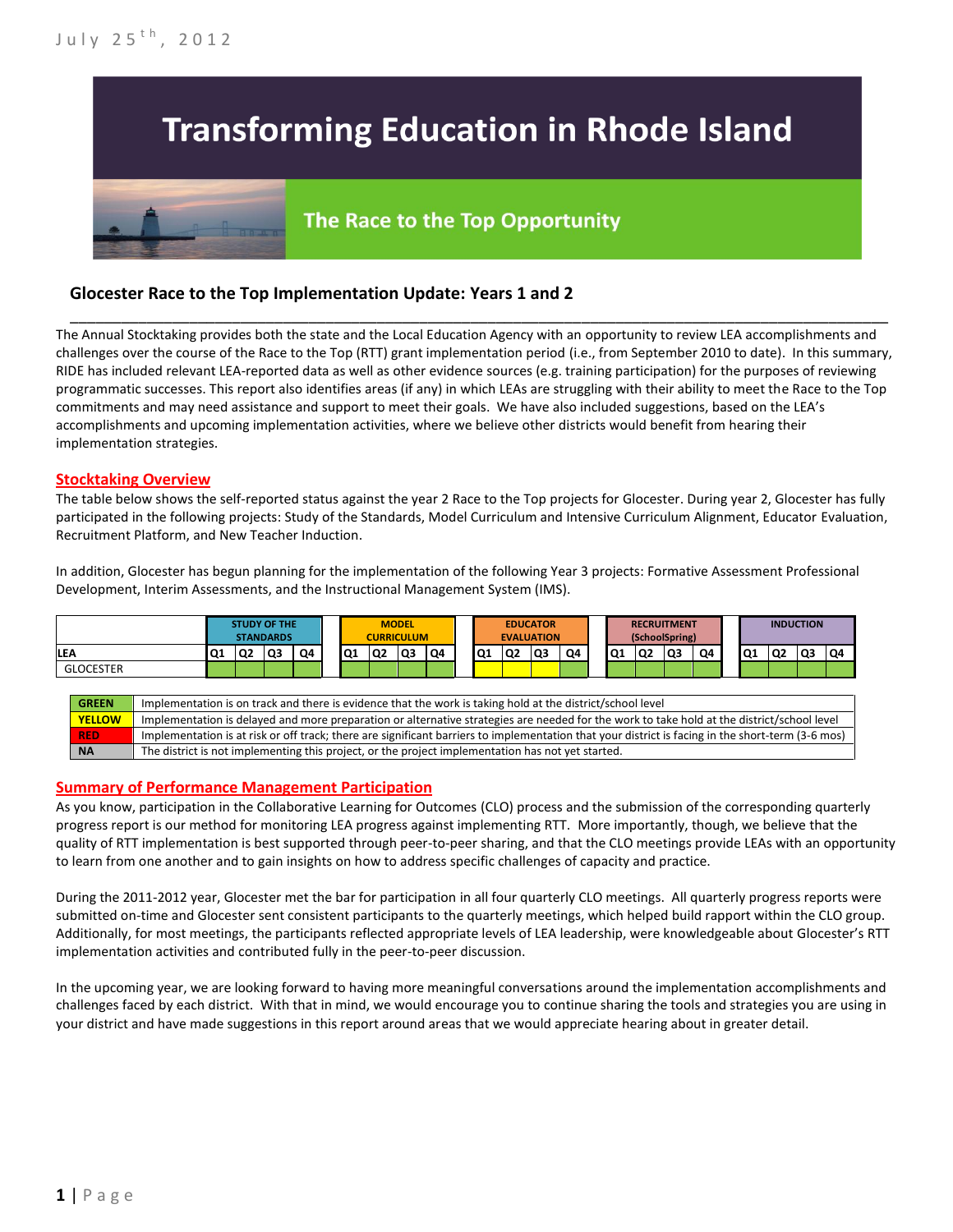July 25th, 2012

# Transforming Education in Rhode Island

## The Race to the Top Opportunity

### Glocester Race to the Top Implementation Update: Years 1 and 2

The Annual Stocktaking provides both the state and the Local Education Agency with an opportunity to review LEA accomplishments and challenges over the course of the Race to the Top (RTT) grant implementation period (i.e., from September 2010 to date). In this summary, RIDE has included relevant LEA-reported data as well as other evidence sources (e.g. training participation) for the purposes of reviewing programmatic successes. This report also identifies areas (if any) in which LEAs are struggling with their ability to meet the Race to the Top commitments and may need assistance and support to meet their goals. We have also included suggestions, based on the LEA's accomplishments and upcoming implementation activities, where we believe other districts would benefit from hearing their implementation strategies.

#### Stocktaking Overview

The table below shows the self-reported status against the year 2 Race to the Top projects for Glocester. During year 2, Glocester has fully participated in the following projects: Study of the Standards, Model Curriculum and Intensive Curriculum Alignment, Educator Evaluation, Recruitment Platform, and New Teacher Induction.

In addition, Glocester has begun planning for the implementation of the following Year 3 projects: Formative Assessment Professional Development, Interim Assessments, and the Instructional Management System (IMS).

| | STUDY OF THE STANDARDS | | | | MODEL CURRICULUM | | | | EDUCATOR EVALUATION | | | | RECRUITMENT (SchoolSpring) | | | | INDUCTION | | | |
|---|---|---|---|---|---|---|---|---|---|---|---|---|---|---|---|---|---|---|---|---|
| LEA | Q1 | Q2 | Q3 | Q4 | Q1 | Q2 | Q3 | Q4 | Q1 | Q2 | Q3 | Q4 | Q1 | Q2 | Q3 | Q4 | Q1 | Q2 | Q3 | Q4 |
| GLOCESTER | Green | Green | Green | Green | Green | Green | Green | Green | Yellow | Yellow | Yellow | Green | Green | Green | Green | Green | Green | Green | Green | Green |

| | |
|---|---|
| GREEN | Implementation is on track and there is evidence that the work is taking hold at the district/school level |
| YELLOW | Implementation is delayed and more preparation or alternative strategies are needed for the work to take hold at the district/school level |
| RED | Implementation is at risk or off track; there are significant barriers to implementation that your district is facing in the short-term (3-6 mos) |
| NA | The district is not implementing this project, or the project implementation has not yet started. |

#### Summary of Performance Management Participation

As you know, participation in the Collaborative Learning for Outcomes (CLO) process and the submission of the corresponding quarterly progress report is our method for monitoring LEA progress against implementing RTT. More importantly, though, we believe that the quality of RTT implementation is best supported through peer-to-peer sharing, and that the CLO meetings provide LEAs with an opportunity to learn from one another and to gain insights on how to address specific challenges of capacity and practice.

During the 2011-2012 year, Glocester met the bar for participation in all four quarterly CLO meetings. All quarterly progress reports were submitted on-time and Glocester sent consistent participants to the quarterly meetings, which helped build rapport within the CLO group. Additionally, for most meetings, the participants reflected appropriate levels of LEA leadership, were knowledgeable about Glocester's RTT implementation activities and contributed fully in the peer-to-peer discussion.

In the upcoming year, we are looking forward to having more meaningful conversations around the implementation accomplishments and challenges faced by each district. With that in mind, we would encourage you to continue sharing the tools and strategies you are using in your district and have made suggestions in this report around areas that we would appreciate hearing about in greater detail.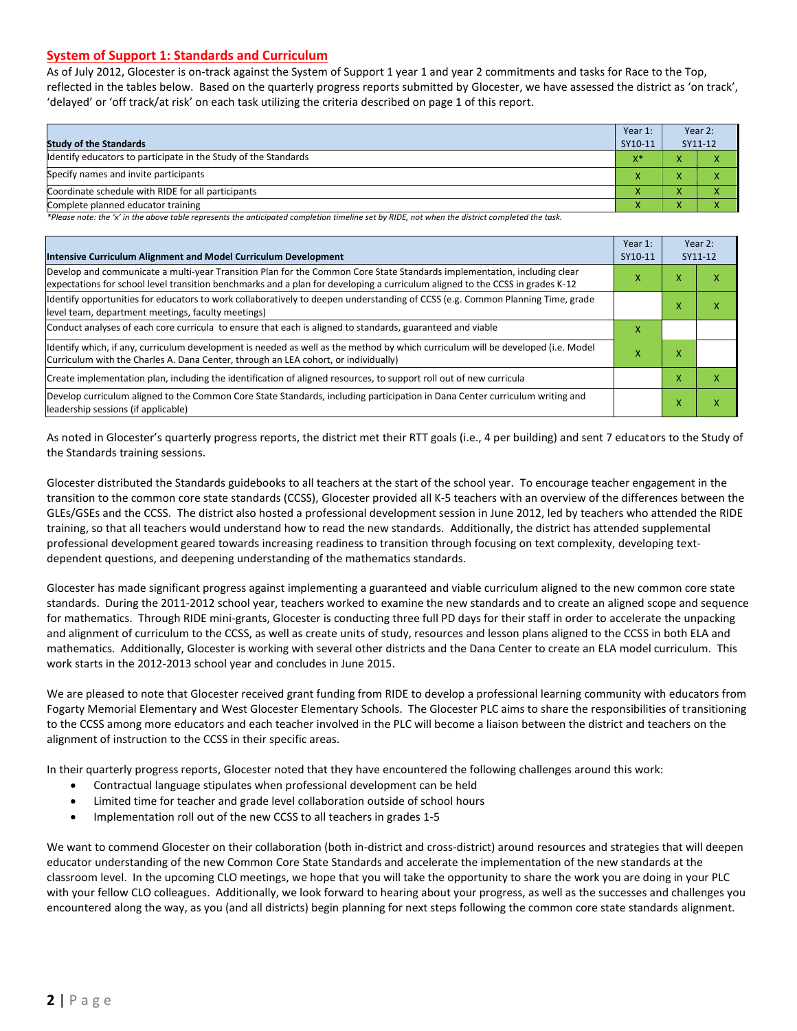## System of Support 1: Standards and Curriculum

As of July 2012, Glocester is on-track against the System of Support 1 year 1 and year 2 commitments and tasks for Race to the Top, reflected in the tables below. Based on the quarterly progress reports submitted by Glocester, we have assessed the district as 'on track', 'delayed' or 'off track/at risk' on each task utilizing the criteria described on page 1 of this report.

| Study of the Standards | Year 1: SY10-11 | Year 2: SY11-12 | |
|---|---|---|---|
| Identify educators to participate in the Study of the Standards | X* | X | X |
| Specify names and invite participants | X | X | X |
| Coordinate schedule with RIDE for all participants | X | X | X |
| Complete planned educator training | X | X | X |

*Please note: the 'x' in the above table represents the anticipated completion timeline set by RIDE, not when the district completed the task.*

| Intensive Curriculum Alignment and Model Curriculum Development | Year 1: SY10-11 | Year 2: SY11-12 | |
|---|---|---|---|
| Develop and communicate a multi-year Transition Plan for the Common Core State Standards implementation, including clear expectations for school level transition benchmarks and a plan for developing a curriculum aligned to the CCSS in grades K-12 | X | X | X |
| Identify opportunities for educators to work collaboratively to deepen understanding of CCSS (e.g. Common Planning Time, grade level team, department meetings, faculty meetings) | | X | X |
| Conduct analyses of each core curricula to ensure that each is aligned to standards, guaranteed and viable | X | | |
| Identify which, if any, curriculum development is needed as well as the method by which curriculum will be developed (i.e. Model Curriculum with the Charles A. Dana Center, through an LEA cohort, or individually) | X | X | |
| Create implementation plan, including the identification of aligned resources, to support roll out of new curricula | | X | X |
| Develop curriculum aligned to the Common Core State Standards, including participation in Dana Center curriculum writing and leadership sessions (if applicable) | | X | X |

As noted in Glocester's quarterly progress reports, the district met their RTT goals (i.e., 4 per building) and sent 7 educators to the Study of the Standards training sessions.

Glocester distributed the Standards guidebooks to all teachers at the start of the school year. To encourage teacher engagement in the transition to the common core state standards (CCSS), Glocester provided all K-5 teachers with an overview of the differences between the GLEs/GSEs and the CCSS. The district also hosted a professional development session in June 2012, led by teachers who attended the RIDE training, so that all teachers would understand how to read the new standards. Additionally, the district has attended supplemental professional development geared towards increasing readiness to transition through focusing on text complexity, developing text-dependent questions, and deepening understanding of the mathematics standards.

Glocester has made significant progress against implementing a guaranteed and viable curriculum aligned to the new common core state standards. During the 2011-2012 school year, teachers worked to examine the new standards and to create an aligned scope and sequence for mathematics. Through RIDE mini-grants, Glocester is conducting three full PD days for their staff in order to accelerate the unpacking and alignment of curriculum to the CCSS, as well as create units of study, resources and lesson plans aligned to the CCSS in both ELA and mathematics. Additionally, Glocester is working with several other districts and the Dana Center to create an ELA model curriculum. This work starts in the 2012-2013 school year and concludes in June 2015.

We are pleased to note that Glocester received grant funding from RIDE to develop a professional learning community with educators from Fogarty Memorial Elementary and West Glocester Elementary Schools. The Glocester PLC aims to share the responsibilities of transitioning to the CCSS among more educators and each teacher involved in the PLC will become a liaison between the district and teachers on the alignment of instruction to the CCSS in their specific areas.

In their quarterly progress reports, Glocester noted that they have encountered the following challenges around this work:

- Contractual language stipulates when professional development can be held
- Limited time for teacher and grade level collaboration outside of school hours
- Implementation roll out of the new CCSS to all teachers in grades 1-5

We want to commend Glocester on their collaboration (both in-district and cross-district) around resources and strategies that will deepen educator understanding of the new Common Core State Standards and accelerate the implementation of the new standards at the classroom level. In the upcoming CLO meetings, we hope that you will take the opportunity to share the work you are doing in your PLC with your fellow CLO colleagues. Additionally, we look forward to hearing about your progress, as well as the successes and challenges you encountered along the way, as you (and all districts) begin planning for next steps following the common core state standards alignment.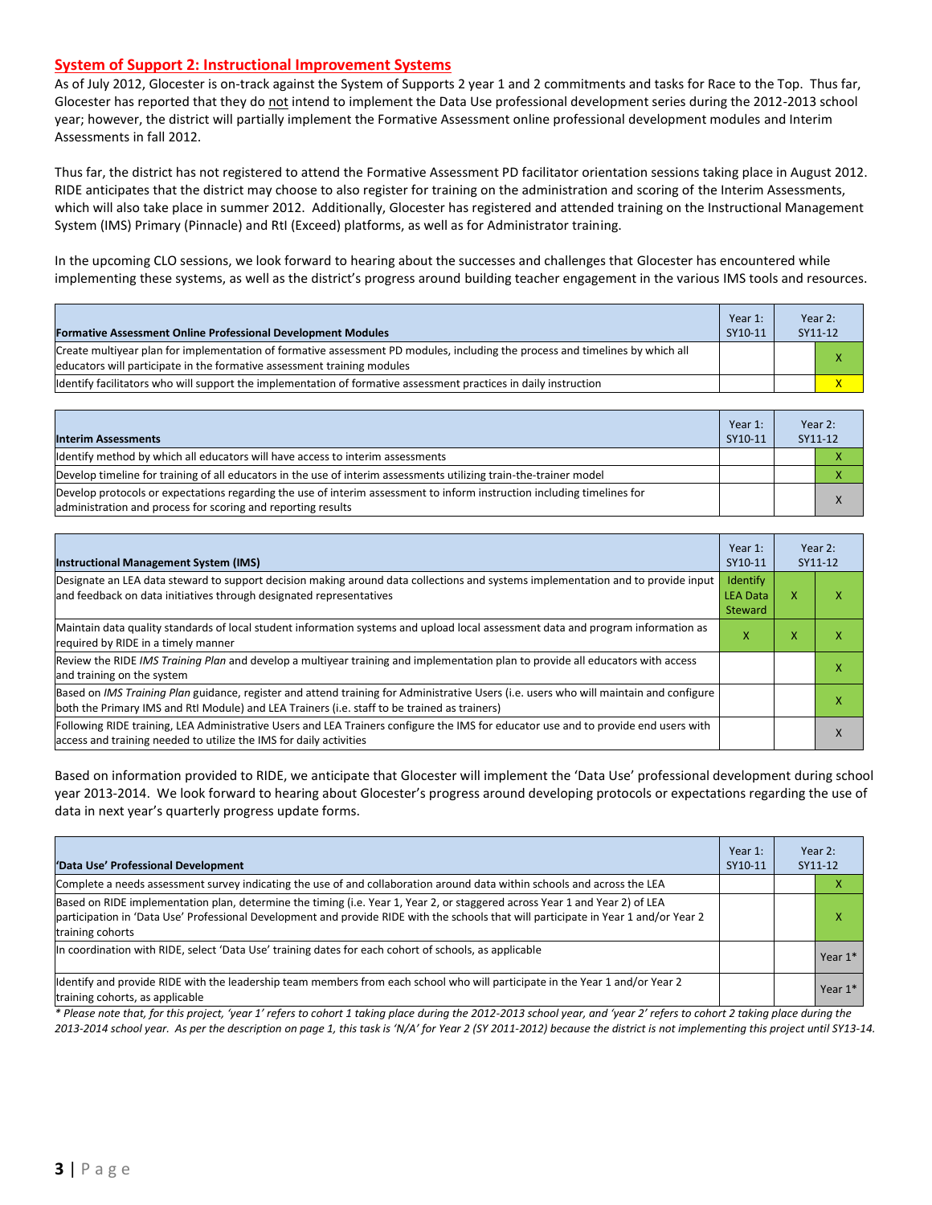## System of Support 2: Instructional Improvement Systems

As of July 2012, Glocester is on-track against the System of Supports 2 year 1 and 2 commitments and tasks for Race to the Top. Thus far, Glocester has reported that they do not intend to implement the Data Use professional development series during the 2012-2013 school year; however, the district will partially implement the Formative Assessment online professional development modules and Interim Assessments in fall 2012.

Thus far, the district has not registered to attend the Formative Assessment PD facilitator orientation sessions taking place in August 2012. RIDE anticipates that the district may choose to also register for training on the administration and scoring of the Interim Assessments, which will also take place in summer 2012. Additionally, Glocester has registered and attended training on the Instructional Management System (IMS) Primary (Pinnacle) and RtI (Exceed) platforms, as well as for Administrator training.

In the upcoming CLO sessions, we look forward to hearing about the successes and challenges that Glocester has encountered while implementing these systems, as well as the district's progress around building teacher engagement in the various IMS tools and resources.

| Formative Assessment Online Professional Development Modules | Year 1: SY10-11 | Year 2: SY11-12 | |
|---|---|---|---|
| Create multiyear plan for implementation of formative assessment PD modules, including the process and timelines by which all educators will participate in the formative assessment training modules | | | X |
| Identify facilitators who will support the implementation of formative assessment practices in daily instruction | | | X |

| Interim Assessments | Year 1: SY10-11 | Year 2: SY11-12 | |
|---|---|---|---|
| Identify method by which all educators will have access to interim assessments | | | X |
| Develop timeline for training of all educators in the use of interim assessments utilizing train-the-trainer model | | | X |
| Develop protocols or expectations regarding the use of interim assessment to inform instruction including timelines for administration and process for scoring and reporting results | | | X |

| Instructional Management System (IMS) | Year 1: SY10-11 | Year 2: SY11-12 | |
|---|---|---|---|
| Designate an LEA data steward to support decision making around data collections and systems implementation and to provide input and feedback on data initiatives through designated representatives | Identify LEA Data Steward | X | X |
| Maintain data quality standards of local student information systems and upload local assessment data and program information as required by RIDE in a timely manner | X | X | X |
| Review the RIDE *IMS Training Plan* and develop a multiyear training and implementation plan to provide all educators with access and training on the system | | | X |
| Based on *IMS Training Plan* guidance, register and attend training for Administrative Users (i.e. users who will maintain and configure both the Primary IMS and RtI Module) and LEA Trainers (i.e. staff to be trained as trainers) | | | X |
| Following RIDE training, LEA Administrative Users and LEA Trainers configure the IMS for educator use and to provide end users with access and training needed to utilize the IMS for daily activities | | | X |

Based on information provided to RIDE, we anticipate that Glocester will implement the 'Data Use' professional development during school year 2013-2014. We look forward to hearing about Glocester's progress around developing protocols or expectations regarding the use of data in next year's quarterly progress update forms.

| 'Data Use' Professional Development | Year 1: SY10-11 | Year 2: SY11-12 | |
|---|---|---|---|
| Complete a needs assessment survey indicating the use of and collaboration around data within schools and across the LEA | | | X |
| Based on RIDE implementation plan, determine the timing (i.e. Year 1, Year 2, or staggered across Year 1 and Year 2) of LEA participation in 'Data Use' Professional Development and provide RIDE with the schools that will participate in Year 1 and/or Year 2 training cohorts | | | X |
| In coordination with RIDE, select 'Data Use' training dates for each cohort of schools, as applicable | | | Year 1* |
| Identify and provide RIDE with the leadership team members from each school who will participate in the Year 1 and/or Year 2 training cohorts, as applicable | | | Year 1* |

*\* Please note that, for this project, 'year 1' refers to cohort 1 taking place during the 2012-2013 school year, and 'year 2' refers to cohort 2 taking place during the 2013-2014 school year. As per the description on page 1, this task is 'N/A' for Year 2 (SY 2011-2012) because the district is not implementing this project until SY13-14.*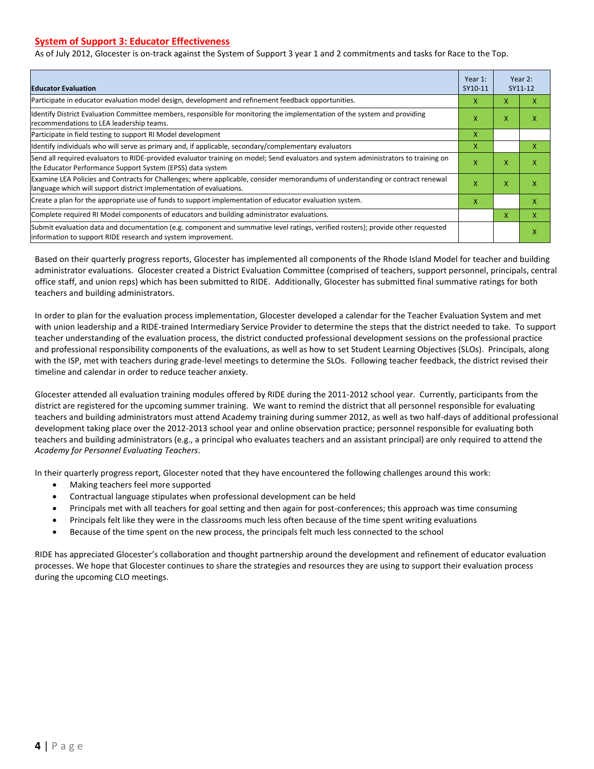## System of Support 3: Educator Effectiveness

As of July 2012, Glocester is on-track against the System of Support 3 year 1 and 2 commitments and tasks for Race to the Top.

| Educator Evaluation | Year 1: SY10-11 | Year 2: SY11-12 | |
|---|---|---|---|
| Participate in educator evaluation model design, development and refinement feedback opportunities. | X | X | X |
| Identify District Evaluation Committee members, responsible for monitoring the implementation of the system and providing recommendations to LEA leadership teams. | X | X | X |
| Participate in field testing to support RI Model development | X | | |
| Identify individuals who will serve as primary and, if applicable, secondary/complementary evaluators | X | | X |
| Send all required evaluators to RIDE-provided evaluator training on model; Send evaluators and system administrators to training on the Educator Performance Support System (EPSS) data system | X | X | X |
| Examine LEA Policies and Contracts for Challenges; where applicable, consider memorandums of understanding or contract renewal language which will support district implementation of evaluations. | X | X | X |
| Create a plan for the appropriate use of funds to support implementation of educator evaluation system. | X | | X |
| Complete required RI Model components of educators and building administrator evaluations. | | X | X |
| Submit evaluation data and documentation (e.g. component and summative level ratings, verified rosters); provide other requested information to support RIDE research and system improvement. | | | X |

Based on their quarterly progress reports, Glocester has implemented all components of the Rhode Island Model for teacher and building administrator evaluations. Glocester created a District Evaluation Committee (comprised of teachers, support personnel, principals, central office staff, and union reps) which has been submitted to RIDE. Additionally, Glocester has submitted final summative ratings for both teachers and building administrators.

In order to plan for the evaluation process implementation, Glocester developed a calendar for the Teacher Evaluation System and met with union leadership and a RIDE-trained Intermediary Service Provider to determine the steps that the district needed to take. To support teacher understanding of the evaluation process, the district conducted professional development sessions on the professional practice and professional responsibility components of the evaluations, as well as how to set Student Learning Objectives (SLOs). Principals, along with the ISP, met with teachers during grade-level meetings to determine the SLOs. Following teacher feedback, the district revised their timeline and calendar in order to reduce teacher anxiety.

Glocester attended all evaluation training modules offered by RIDE during the 2011-2012 school year. Currently, participants from the district are registered for the upcoming summer training. We want to remind the district that all personnel responsible for evaluating teachers and building administrators must attend Academy training during summer 2012, as well as two half-days of additional professional development taking place over the 2012-2013 school year and online observation practice; personnel responsible for evaluating both teachers and building administrators (e.g., a principal who evaluates teachers and an assistant principal) are only required to attend the *Academy for Personnel Evaluating Teachers*.

In their quarterly progress report, Glocester noted that they have encountered the following challenges around this work:

- Making teachers feel more supported
- Contractual language stipulates when professional development can be held
- Principals met with all teachers for goal setting and then again for post-conferences; this approach was time consuming
- Principals felt like they were in the classrooms much less often because of the time spent writing evaluations
- Because of the time spent on the new process, the principals felt much less connected to the school

RIDE has appreciated Glocester's collaboration and thought partnership around the development and refinement of educator evaluation processes. We hope that Glocester continues to share the strategies and resources they are using to support their evaluation process during the upcoming CLO meetings.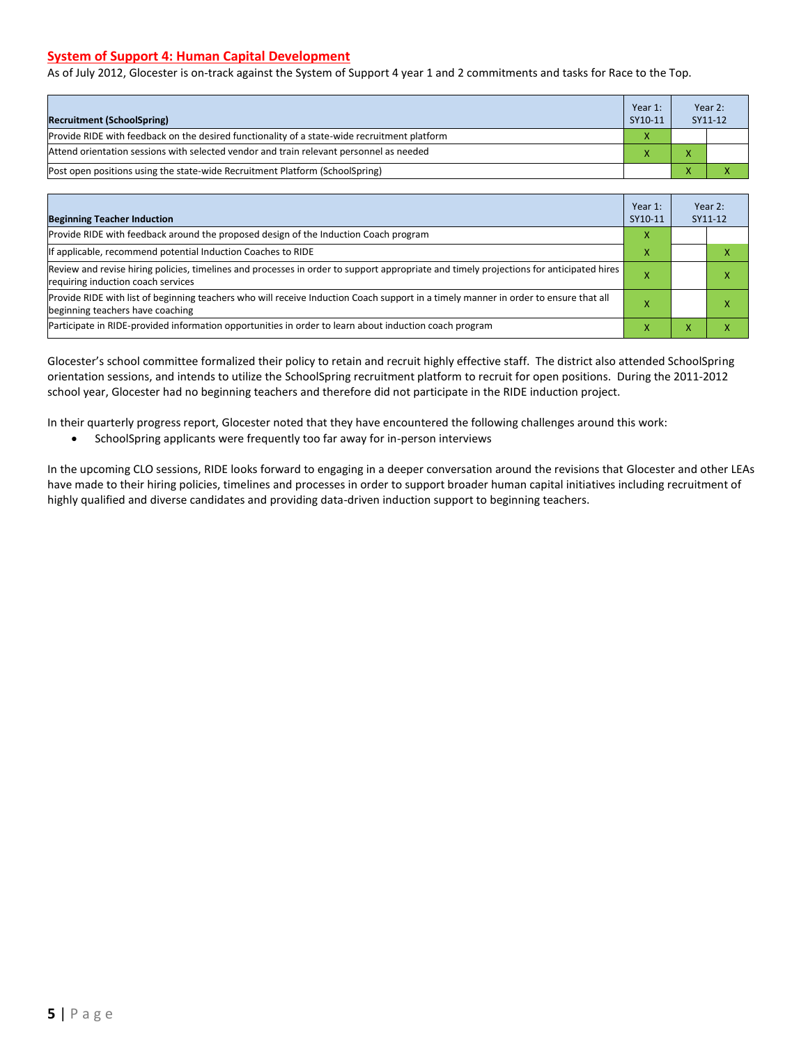## System of Support 4: Human Capital Development

As of July 2012, Glocester is on-track against the System of Support 4 year 1 and 2 commitments and tasks for Race to the Top.

| Recruitment (SchoolSpring) | Year 1: SY10-11 | Year 2: SY11-12 | |
|---|---|---|---|
| Provide RIDE with feedback on the desired functionality of a state-wide recruitment platform | X | | |
| Attend orientation sessions with selected vendor and train relevant personnel as needed | X | X | |
| Post open positions using the state-wide Recruitment Platform (SchoolSpring) | | X | X |

| Beginning Teacher Induction | Year 1: SY10-11 | Year 2: SY11-12 | |
|---|---|---|---|
| Provide RIDE with feedback around the proposed design of the Induction Coach program | X | | |
| If applicable, recommend potential Induction Coaches to RIDE | X | | X |
| Review and revise hiring policies, timelines and processes in order to support appropriate and timely projections for anticipated hires requiring induction coach services | X | | X |
| Provide RIDE with list of beginning teachers who will receive Induction Coach support in a timely manner in order to ensure that all beginning teachers have coaching | X | | X |
| Participate in RIDE-provided information opportunities in order to learn about induction coach program | X | X | X |

Glocester's school committee formalized their policy to retain and recruit highly effective staff. The district also attended SchoolSpring orientation sessions, and intends to utilize the SchoolSpring recruitment platform to recruit for open positions. During the 2011-2012 school year, Glocester had no beginning teachers and therefore did not participate in the RIDE induction project.

In their quarterly progress report, Glocester noted that they have encountered the following challenges around this work:

- SchoolSpring applicants were frequently too far away for in-person interviews

In the upcoming CLO sessions, RIDE looks forward to engaging in a deeper conversation around the revisions that Glocester and other LEAs have made to their hiring policies, timelines and processes in order to support broader human capital initiatives including recruitment of highly qualified and diverse candidates and providing data-driven induction support to beginning teachers.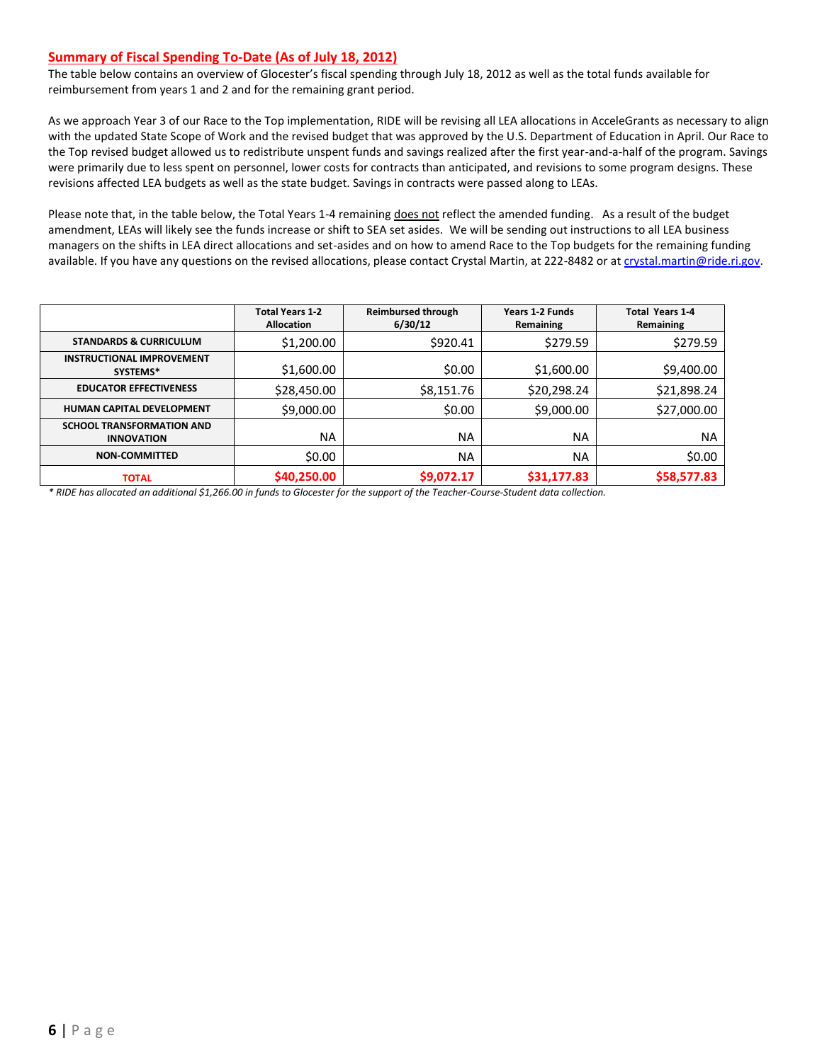## Summary of Fiscal Spending To-Date (As of July 18, 2012)

The table below contains an overview of Glocester's fiscal spending through July 18, 2012 as well as the total funds available for reimbursement from years 1 and 2 and for the remaining grant period.

As we approach Year 3 of our Race to the Top implementation, RIDE will be revising all LEA allocations in AcceleGrants as necessary to align with the updated State Scope of Work and the revised budget that was approved by the U.S. Department of Education in April. Our Race to the Top revised budget allowed us to redistribute unspent funds and savings realized after the first year-and-a-half of the program. Savings were primarily due to less spent on personnel, lower costs for contracts than anticipated, and revisions to some program designs. These revisions affected LEA budgets as well as the state budget. Savings in contracts were passed along to LEAs.

Please note that, in the table below, the Total Years 1-4 remaining does not reflect the amended funding. As a result of the budget amendment, LEAs will likely see the funds increase or shift to SEA set asides. We will be sending out instructions to all LEA business managers on the shifts in LEA direct allocations and set-asides and on how to amend Race to the Top budgets for the remaining funding available. If you have any questions on the revised allocations, please contact Crystal Martin, at 222-8482 or at crystal.martin@ride.ri.gov.

| | Total Years 1-2 Allocation | Reimbursed through 6/30/12 | Years 1-2 Funds Remaining | Total Years 1-4 Remaining |
|---|---|---|---|---|
| **STANDARDS & CURRICULUM** | $1,200.00 | $920.41 | $279.59 | $279.59 |
| **INSTRUCTIONAL IMPROVEMENT SYSTEMS*** | $1,600.00 | $0.00 | $1,600.00 | $9,400.00 |
| **EDUCATOR EFFECTIVENESS** | $28,450.00 | $8,151.76 | $20,298.24 | $21,898.24 |
| **HUMAN CAPITAL DEVELOPMENT** | $9,000.00 | $0.00 | $9,000.00 | $27,000.00 |
| **SCHOOL TRANSFORMATION AND INNOVATION** | NA | NA | NA | NA |
| **NON-COMMITTED** | $0.00 | NA | NA | $0.00 |
| **TOTAL** | **$40,250.00** | **$9,072.17** | **$31,177.83** | **$58,577.83** |

*\* RIDE has allocated an additional $1,266.00 in funds to Glocester for the support of the Teacher-Course-Student data collection.*